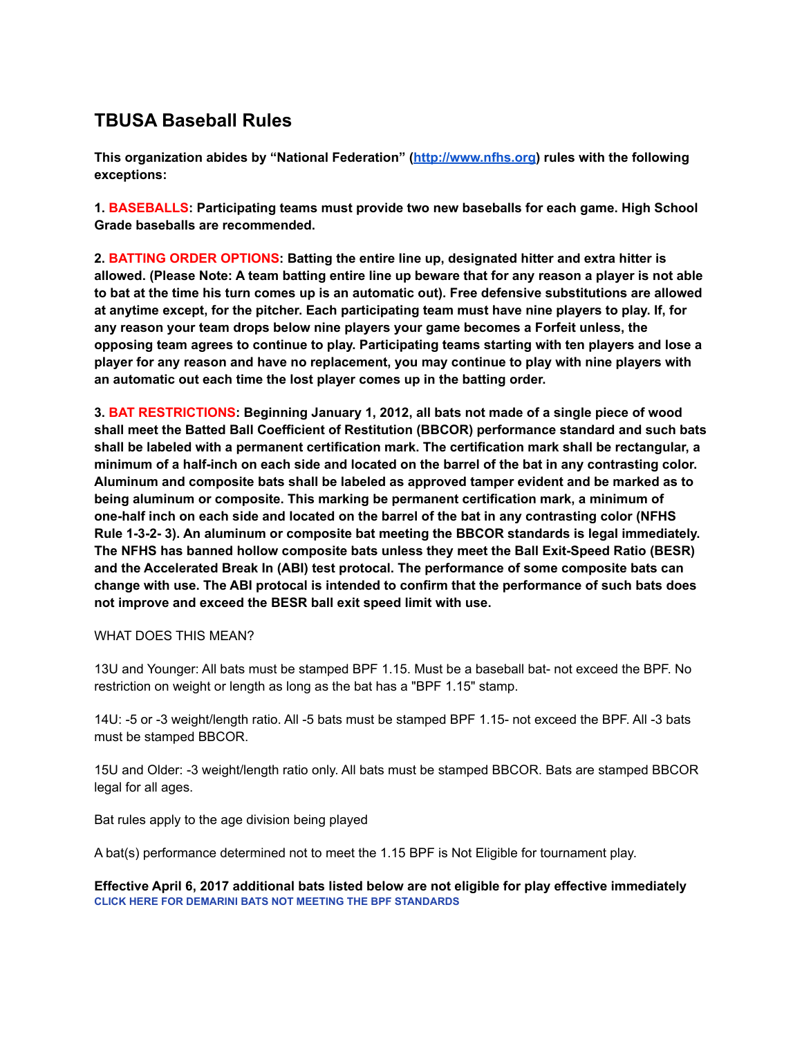# TBUSA Baseball Rules

**This organization abides by "National Federation" ([http://www.nfhs.org](http://www.nfhs.org)) rules with the following exceptions:**

**1. BASEBALLS: Participating teams must provide two new baseballs for each game. High School Grade baseballs are recommended.**

**2. BATTING ORDER OPTIONS: Batting the entire line up, designated hitter and extra hitter is allowed. (Please Note: A team batting entire line up beware that for any reason a player is not able to bat at the time his turn comes up is an automatic out). Free defensive substitutions are allowed at anytime except, for the pitcher. Each participating team must have nine players to play. If, for any reason your team drops below nine players your game becomes a Forfeit unless, the opposing team agrees to continue to play. Participating teams starting with ten players and lose a player for any reason and have no replacement, you may continue to play with nine players with an automatic out each time the lost player comes up in the batting order.**

**3. BAT RESTRICTIONS: Beginning January 1, 2012, all bats not made of a single piece of wood shall meet the Batted Ball Coefficient of Restitution (BBCOR) performance standard and such bats shall be labeled with a permanent certification mark. The certification mark shall be rectangular, a minimum of a half-inch on each side and located on the barrel of the bat in any contrasting color. Aluminum and composite bats shall be labeled as approved tamper evident and be marked as to being aluminum or composite. This marking be permanent certification mark, a minimum of one-half inch on each side and located on the barrel of the bat in any contrasting color (NFHS Rule 1-3-2- 3). An aluminum or composite bat meeting the BBCOR standards is legal immediately. The NFHS has banned hollow composite bats unless they meet the Ball Exit-Speed Ratio (BESR) and the Accelerated Break In (ABI) test protocal. The performance of some composite bats can change with use. The ABI protocol is intended to confirm that the performance of such bats does not improve and exceed the BESR ball exit speed limit with use.**

WHAT DOES THIS MEAN?

13U and Younger: All bats must be stamped BPF 1.15. Must be a baseball bat- not exceed the BPF. No restriction on weight or length as long as the bat has a "BPF 1.15" stamp.

14U: -5 or -3 weight/length ratio. All -5 bats must be stamped BPF 1.15- not exceed the BPF. All -3 bats must be stamped BBCOR.

15U and Older: -3 weight/length ratio only. All bats must be stamped BBCOR. Bats are stamped BBCOR legal for all ages.

Bat rules apply to the age division being played

A bat(s) performance determined not to meet the 1.15 BPF is Not Eligible for tournament play.

**Effective April 6, 2017 additional bats listed below are not eligible for play effective immediately**

**CLICK HERE FOR DEMARINI BATS NOT MEETING THE BPF STANDARDS**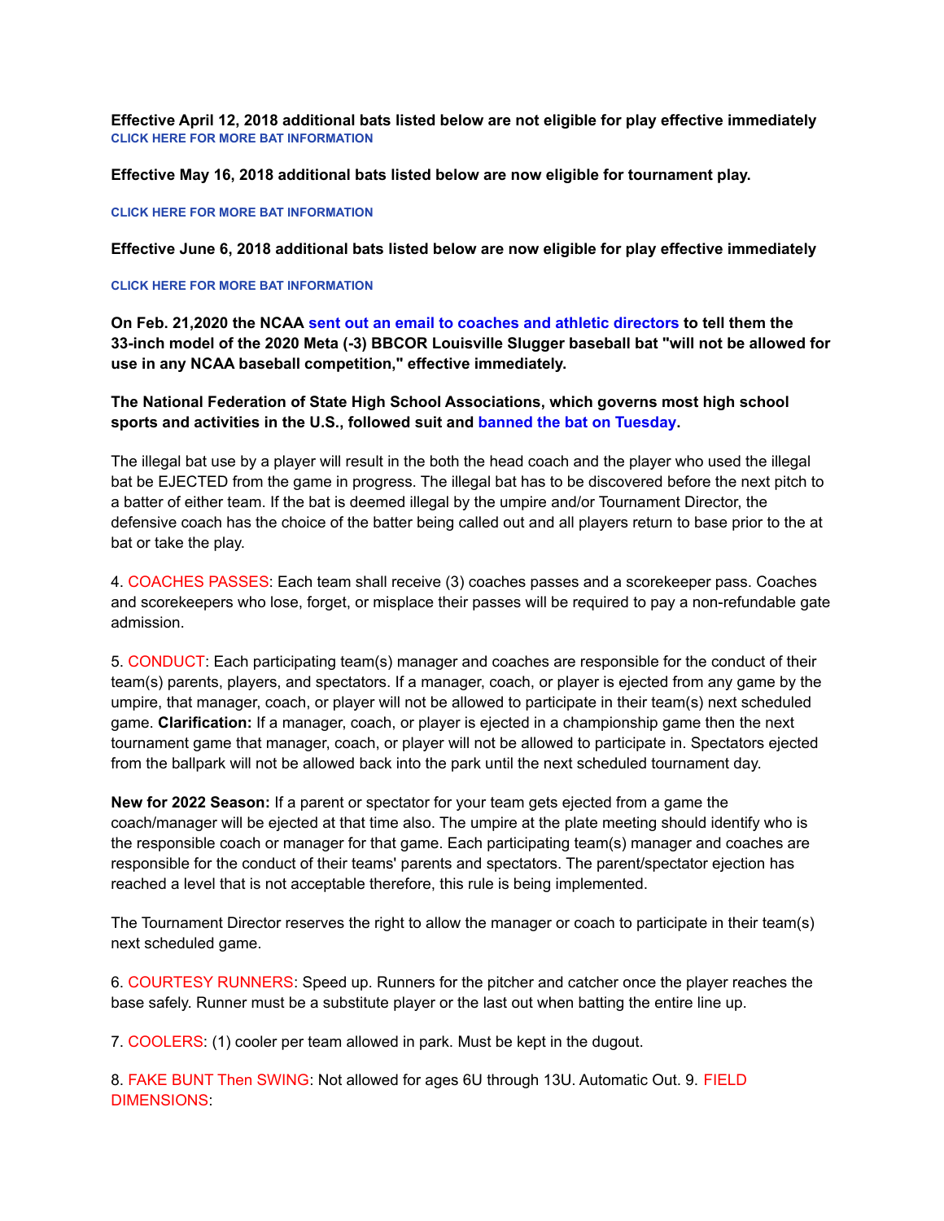**Effective April 12, 2018 additional bats listed below are not eligible for play effective immediately**
**CLICK HERE FOR MORE BAT INFORMATION**

**Effective May 16, 2018 additional bats listed below are now eligible for tournament play.**

**CLICK HERE FOR MORE BAT INFORMATION**

**Effective June 6, 2018 additional bats listed below are now eligible for play effective immediately**

**CLICK HERE FOR MORE BAT INFORMATION**

**On Feb. 21,2020 the NCAA sent out an email to coaches and athletic directors to tell them the 33-inch model of the 2020 Meta (-3) BBCOR Louisville Slugger baseball bat "will not be allowed for use in any NCAA baseball competition," effective immediately.**

**The National Federation of State High School Associations, which governs most high school sports and activities in the U.S., followed suit and banned the bat on Tuesday.**

The illegal bat use by a player will result in the both the head coach and the player who used the illegal bat be EJECTED from the game in progress. The illegal bat has to be discovered before the next pitch to a batter of either team. If the bat is deemed illegal by the umpire and/or Tournament Director, the defensive coach has the choice of the batter being called out and all players return to base prior to the at bat or take the play.

4. COACHES PASSES: Each team shall receive (3) coaches passes and a scorekeeper pass. Coaches and scorekeepers who lose, forget, or misplace their passes will be required to pay a non-refundable gate admission.

5. CONDUCT: Each participating team(s) manager and coaches are responsible for the conduct of their team(s) parents, players, and spectators. If a manager, coach, or player is ejected from any game by the umpire, that manager, coach, or player will not be allowed to participate in their team(s) next scheduled game. **Clarification:** If a manager, coach, or player is ejected in a championship game then the next tournament game that manager, coach, or player will not be allowed to participate in. Spectators ejected from the ballpark will not be allowed back into the park until the next scheduled tournament day.

**New for 2022 Season:** If a parent or spectator for your team gets ejected from a game the coach/manager will be ejected at that time also. The umpire at the plate meeting should identify who is the responsible coach or manager for that game. Each participating team(s) manager and coaches are responsible for the conduct of their teams' parents and spectators. The parent/spectator ejection has reached a level that is not acceptable therefore, this rule is being implemented.

The Tournament Director reserves the right to allow the manager or coach to participate in their team(s) next scheduled game.

6. COURTESY RUNNERS: Speed up. Runners for the pitcher and catcher once the player reaches the base safely. Runner must be a substitute player or the last out when batting the entire line up.

7. COOLERS: (1) cooler per team allowed in park. Must be kept in the dugout.

8. FAKE BUNT Then SWING: Not allowed for ages 6U through 13U. Automatic Out. 9. FIELD DIMENSIONS: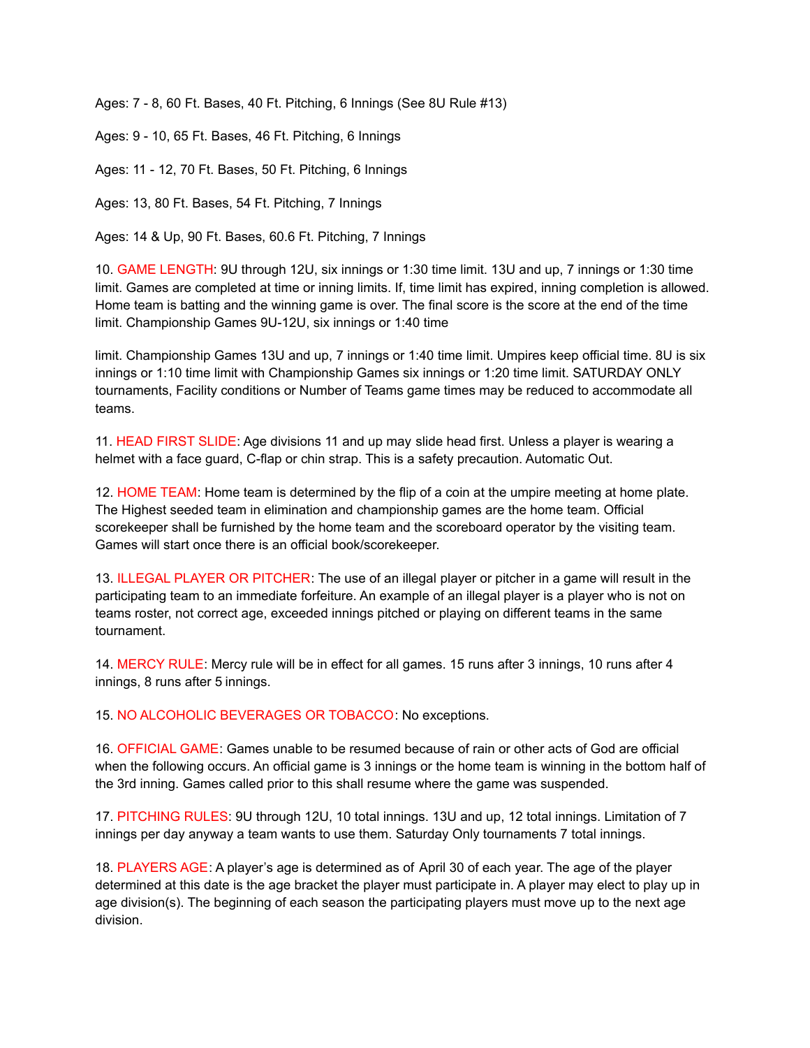Ages: 7 - 8, 60 Ft. Bases, 40 Ft. Pitching, 6 Innings (See 8U Rule #13)

Ages: 9 - 10, 65 Ft. Bases, 46 Ft. Pitching, 6 Innings

Ages: 11 - 12, 70 Ft. Bases, 50 Ft. Pitching, 6 Innings

Ages: 13, 80 Ft. Bases, 54 Ft. Pitching, 7 Innings

Ages: 14 & Up, 90 Ft. Bases, 60.6 Ft. Pitching, 7 Innings

10. GAME LENGTH: 9U through 12U, six innings or 1:30 time limit. 13U and up, 7 innings or 1:30 time limit. Games are completed at time or inning limits. If, time limit has expired, inning completion is allowed. Home team is batting and the winning game is over. The final score is the score at the end of the time limit. Championship Games 9U-12U, six innings or 1:40 time

limit. Championship Games 13U and up, 7 innings or 1:40 time limit. Umpires keep official time. 8U is six innings or 1:10 time limit with Championship Games six innings or 1:20 time limit. SATURDAY ONLY tournaments, Facility conditions or Number of Teams game times may be reduced to accommodate all teams.

11. HEAD FIRST SLIDE: Age divisions 11 and up may slide head first. Unless a player is wearing a helmet with a face guard, C-flap or chin strap. This is a safety precaution. Automatic Out.

12. HOME TEAM: Home team is determined by the flip of a coin at the umpire meeting at home plate. The Highest seeded team in elimination and championship games are the home team. Official scorekeeper shall be furnished by the home team and the scoreboard operator by the visiting team. Games will start once there is an official book/scorekeeper.

13. ILLEGAL PLAYER OR PITCHER: The use of an illegal player or pitcher in a game will result in the participating team to an immediate forfeiture. An example of an illegal player is a player who is not on teams roster, not correct age, exceeded innings pitched or playing on different teams in the same tournament.

14. MERCY RULE: Mercy rule will be in effect for all games. 15 runs after 3 innings, 10 runs after 4 innings, 8 runs after 5 innings.

15. NO ALCOHOLIC BEVERAGES OR TOBACCO: No exceptions.

16. OFFICIAL GAME: Games unable to be resumed because of rain or other acts of God are official when the following occurs. An official game is 3 innings or the home team is winning in the bottom half of the 3rd inning. Games called prior to this shall resume where the game was suspended.

17. PITCHING RULES: 9U through 12U, 10 total innings. 13U and up, 12 total innings. Limitation of 7 innings per day anyway a team wants to use them. Saturday Only tournaments 7 total innings.

18. PLAYERS AGE: A player's age is determined as of April 30 of each year. The age of the player determined at this date is the age bracket the player must participate in. A player may elect to play up in age division(s). The beginning of each season the participating players must move up to the next age division.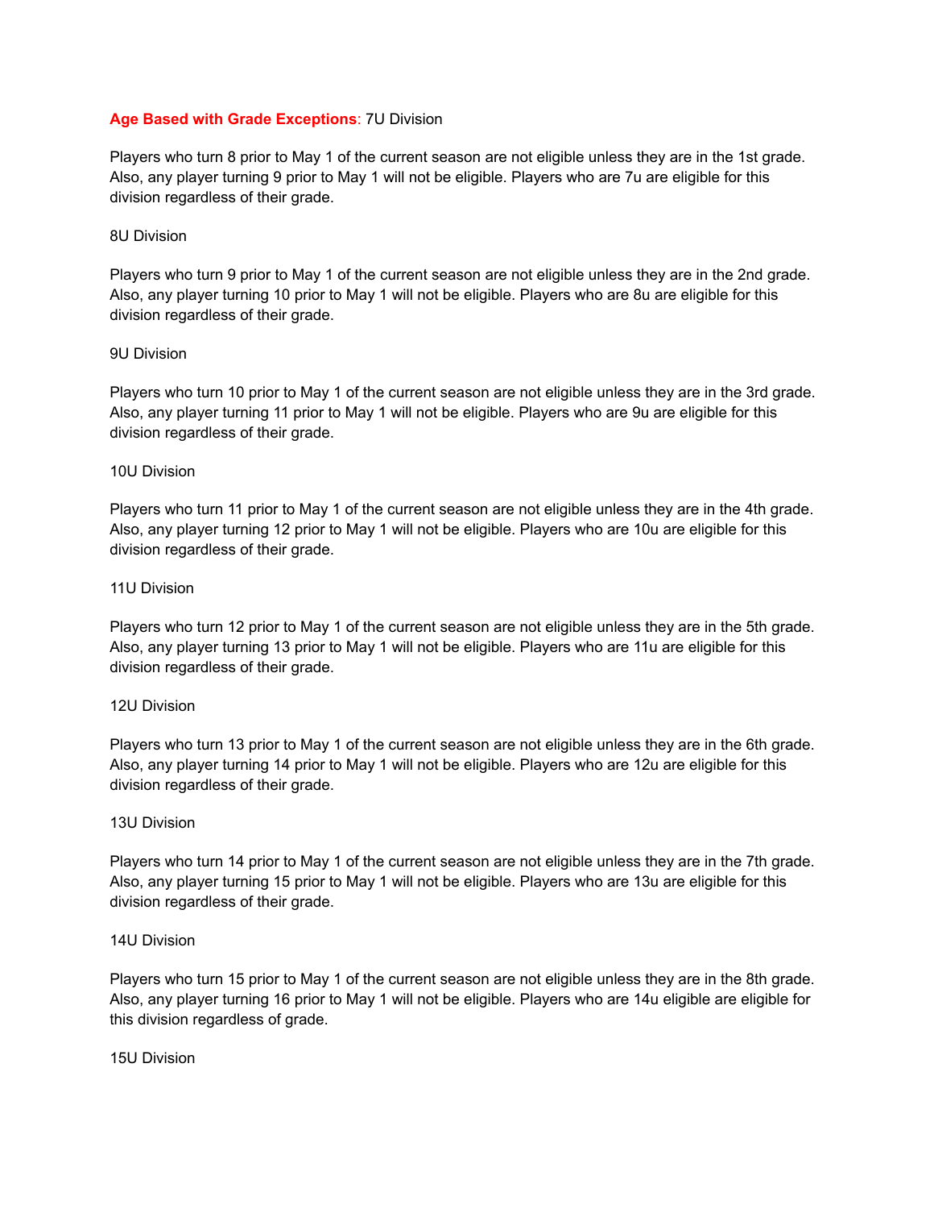**Age Based with Grade Exceptions**: 7U Division

Players who turn 8 prior to May 1 of the current season are not eligible unless they are in the 1st grade. Also, any player turning 9 prior to May 1 will not be eligible. Players who are 7u are eligible for this division regardless of their grade.

8U Division

Players who turn 9 prior to May 1 of the current season are not eligible unless they are in the 2nd grade. Also, any player turning 10 prior to May 1 will not be eligible. Players who are 8u are eligible for this division regardless of their grade.

9U Division

Players who turn 10 prior to May 1 of the current season are not eligible unless they are in the 3rd grade. Also, any player turning 11 prior to May 1 will not be eligible. Players who are 9u are eligible for this division regardless of their grade.

10U Division

Players who turn 11 prior to May 1 of the current season are not eligible unless they are in the 4th grade. Also, any player turning 12 prior to May 1 will not be eligible. Players who are 10u are eligible for this division regardless of their grade.

11U Division

Players who turn 12 prior to May 1 of the current season are not eligible unless they are in the 5th grade. Also, any player turning 13 prior to May 1 will not be eligible. Players who are 11u are eligible for this division regardless of their grade.

12U Division

Players who turn 13 prior to May 1 of the current season are not eligible unless they are in the 6th grade. Also, any player turning 14 prior to May 1 will not be eligible. Players who are 12u are eligible for this division regardless of their grade.

13U Division

Players who turn 14 prior to May 1 of the current season are not eligible unless they are in the 7th grade. Also, any player turning 15 prior to May 1 will not be eligible. Players who are 13u are eligible for this division regardless of their grade.

14U Division

Players who turn 15 prior to May 1 of the current season are not eligible unless they are in the 8th grade. Also, any player turning 16 prior to May 1 will not be eligible. Players who are 14u eligible are eligible for this division regardless of grade.

15U Division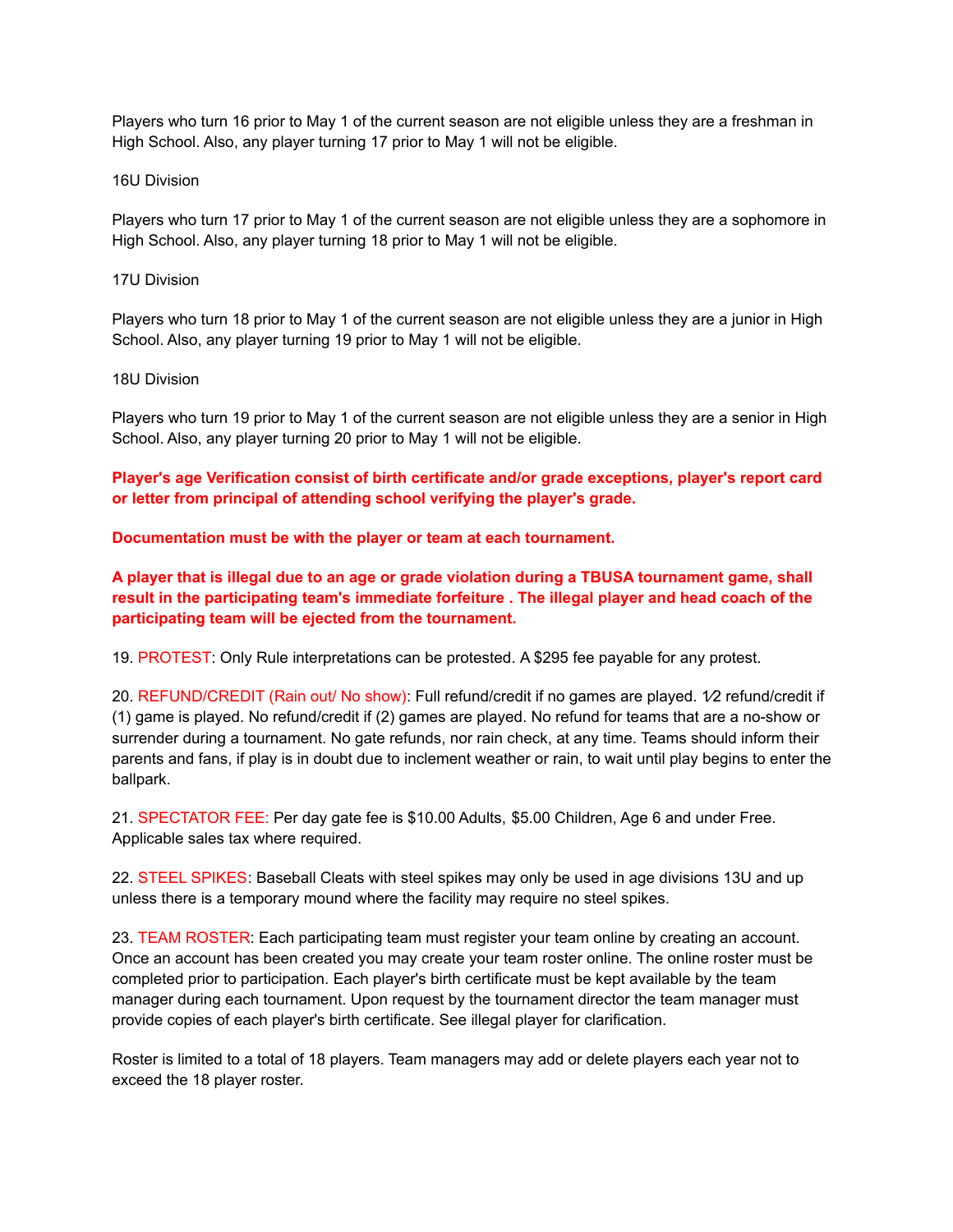Players who turn 16 prior to May 1 of the current season are not eligible unless they are a freshman in High School. Also, any player turning 17 prior to May 1 will not be eligible.

16U Division

Players who turn 17 prior to May 1 of the current season are not eligible unless they are a sophomore in High School. Also, any player turning 18 prior to May 1 will not be eligible.

17U Division

Players who turn 18 prior to May 1 of the current season are not eligible unless they are a junior in High School. Also, any player turning 19 prior to May 1 will not be eligible.

18U Division

Players who turn 19 prior to May 1 of the current season are not eligible unless they are a senior in High School. Also, any player turning 20 prior to May 1 will not be eligible.

**Player's age Verification consist of birth certificate and/or grade exceptions, player's report card or letter from principal of attending school verifying the player's grade.**

**Documentation must be with the player or team at each tournament.**

**A player that is illegal due to an age or grade violation during a TBUSA tournament game, shall result in the participating team's immediate forfeiture . The illegal player and head coach of the participating team will be ejected from the tournament.**

19. PROTEST: Only Rule interpretations can be protested. A $295 fee payable for any protest.

20. REFUND/CREDIT (Rain out/ No show): Full refund/credit if no games are played. 1⁄2 refund/credit if (1) game is played. No refund/credit if (2) games are played. No refund for teams that are a no-show or surrender during a tournament. No gate refunds, nor rain check, at any time. Teams should inform their parents and fans, if play is in doubt due to inclement weather or rain, to wait until play begins to enter the ballpark.

21. SPECTATOR FEE: Per day gate fee is $10.00 Adults, $5.00 Children, Age 6 and under Free. Applicable sales tax where required.

22. STEEL SPIKES: Baseball Cleats with steel spikes may only be used in age divisions 13U and up unless there is a temporary mound where the facility may require no steel spikes.

23. TEAM ROSTER: Each participating team must register your team online by creating an account. Once an account has been created you may create your team roster online. The online roster must be completed prior to participation. Each player's birth certificate must be kept available by the team manager during each tournament. Upon request by the tournament director the team manager must provide copies of each player's birth certificate. See illegal player for clarification.

Roster is limited to a total of 18 players. Team managers may add or delete players each year not to exceed the 18 player roster.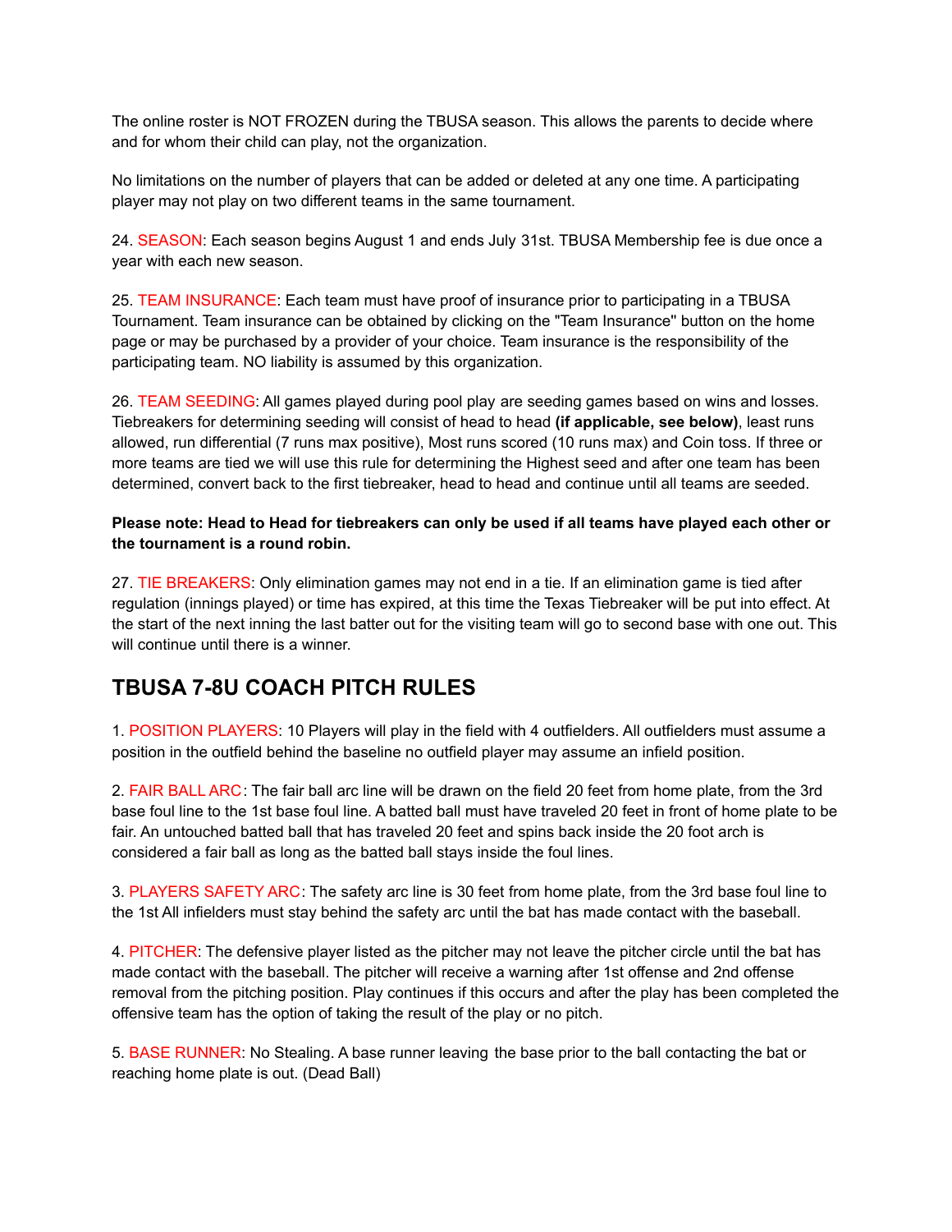The online roster is NOT FROZEN during the TBUSA season. This allows the parents to decide where and for whom their child can play, not the organization.

No limitations on the number of players that can be added or deleted at any one time. A participating player may not play on two different teams in the same tournament.

24. SEASON: Each season begins August 1 and ends July 31st. TBUSA Membership fee is due once a year with each new season.

25. TEAM INSURANCE: Each team must have proof of insurance prior to participating in a TBUSA Tournament. Team insurance can be obtained by clicking on the "Team Insurance'' button on the home page or may be purchased by a provider of your choice. Team insurance is the responsibility of the participating team. NO liability is assumed by this organization.

26. TEAM SEEDING: All games played during pool play are seeding games based on wins and losses. Tiebreakers for determining seeding will consist of head to head **(if applicable, see below)**, least runs allowed, run differential (7 runs max positive), Most runs scored (10 runs max) and Coin toss. If three or more teams are tied we will use this rule for determining the Highest seed and after one team has been determined, convert back to the first tiebreaker, head to head and continue until all teams are seeded.

**Please note: Head to Head for tiebreakers can only be used if all teams have played each other or the tournament is a round robin.**

27. TIE BREAKERS: Only elimination games may not end in a tie. If an elimination game is tied after regulation (innings played) or time has expired, at this time the Texas Tiebreaker will be put into effect. At the start of the next inning the last batter out for the visiting team will go to second base with one out. This will continue until there is a winner.

## TBUSA 7-8U COACH PITCH RULES

1. POSITION PLAYERS: 10 Players will play in the field with 4 outfielders. All outfielders must assume a position in the outfield behind the baseline no outfield player may assume an infield position.

2. FAIR BALL ARC: The fair ball arc line will be drawn on the field 20 feet from home plate, from the 3rd base foul line to the 1st base foul line. A batted ball must have traveled 20 feet in front of home plate to be fair. An untouched batted ball that has traveled 20 feet and spins back inside the 20 foot arch is considered a fair ball as long as the batted ball stays inside the foul lines.

3. PLAYERS SAFETY ARC: The safety arc line is 30 feet from home plate, from the 3rd base foul line to the 1st All infielders must stay behind the safety arc until the bat has made contact with the baseball.

4. PITCHER: The defensive player listed as the pitcher may not leave the pitcher circle until the bat has made contact with the baseball. The pitcher will receive a warning after 1st offense and 2nd offense removal from the pitching position. Play continues if this occurs and after the play has been completed the offensive team has the option of taking the result of the play or no pitch.

5. BASE RUNNER: No Stealing. A base runner leaving the base prior to the ball contacting the bat or reaching home plate is out. (Dead Ball)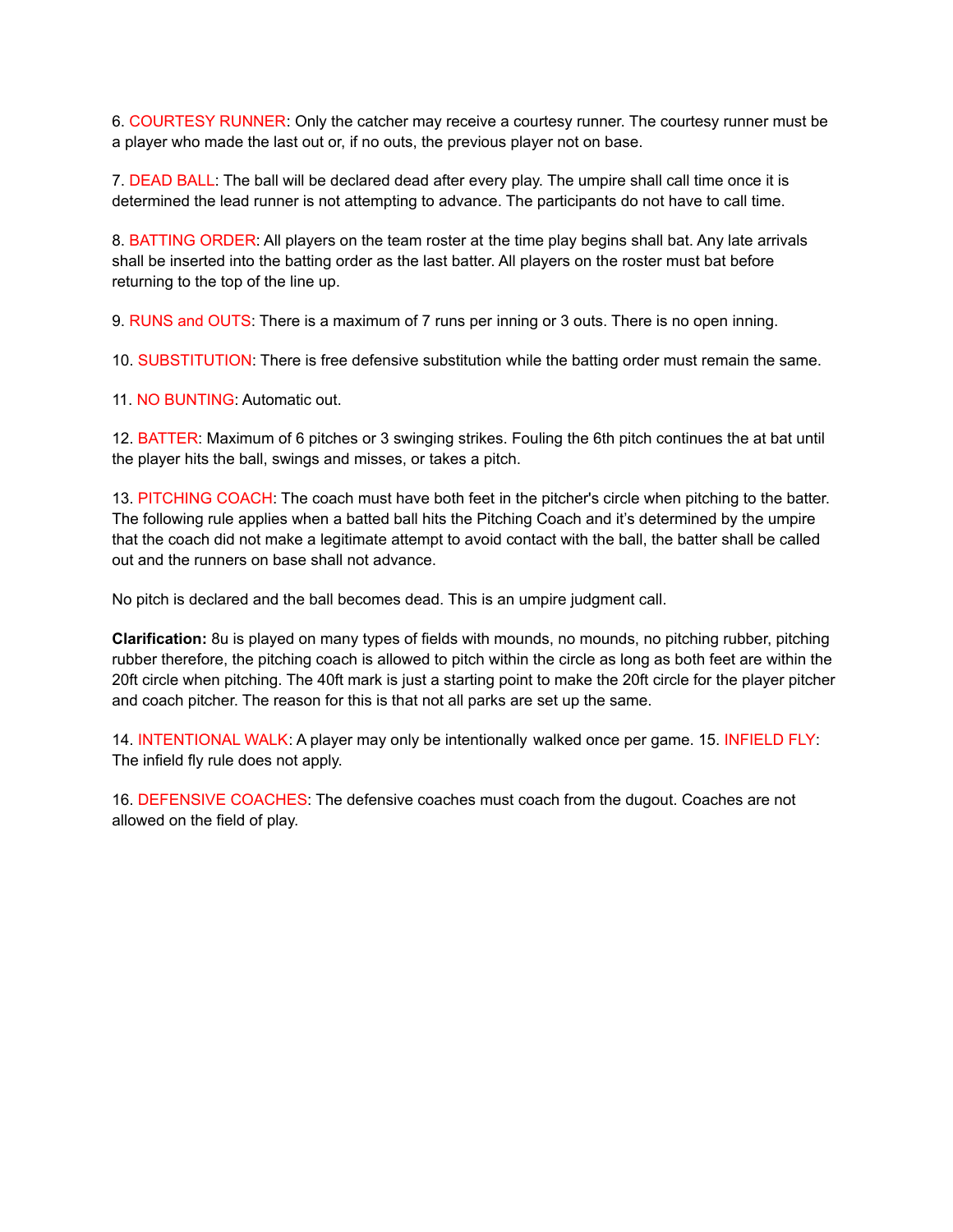6. COURTESY RUNNER: Only the catcher may receive a courtesy runner. The courtesy runner must be a player who made the last out or, if no outs, the previous player not on base.

7. DEAD BALL: The ball will be declared dead after every play. The umpire shall call time once it is determined the lead runner is not attempting to advance. The participants do not have to call time.

8. BATTING ORDER: All players on the team roster at the time play begins shall bat. Any late arrivals shall be inserted into the batting order as the last batter. All players on the roster must bat before returning to the top of the line up.

9. RUNS and OUTS: There is a maximum of 7 runs per inning or 3 outs. There is no open inning.

10. SUBSTITUTION: There is free defensive substitution while the batting order must remain the same.

11. NO BUNTING: Automatic out.

12. BATTER: Maximum of 6 pitches or 3 swinging strikes. Fouling the 6th pitch continues the at bat until the player hits the ball, swings and misses, or takes a pitch.

13. PITCHING COACH: The coach must have both feet in the pitcher's circle when pitching to the batter. The following rule applies when a batted ball hits the Pitching Coach and it's determined by the umpire that the coach did not make a legitimate attempt to avoid contact with the ball, the batter shall be called out and the runners on base shall not advance.

No pitch is declared and the ball becomes dead. This is an umpire judgment call.

**Clarification:** 8u is played on many types of fields with mounds, no mounds, no pitching rubber, pitching rubber therefore, the pitching coach is allowed to pitch within the circle as long as both feet are within the 20ft circle when pitching. The 40ft mark is just a starting point to make the 20ft circle for the player pitcher and coach pitcher. The reason for this is that not all parks are set up the same.

14. INTENTIONAL WALK: A player may only be intentionally walked once per game. 15. INFIELD FLY: The infield fly rule does not apply.

16. DEFENSIVE COACHES: The defensive coaches must coach from the dugout. Coaches are not allowed on the field of play.